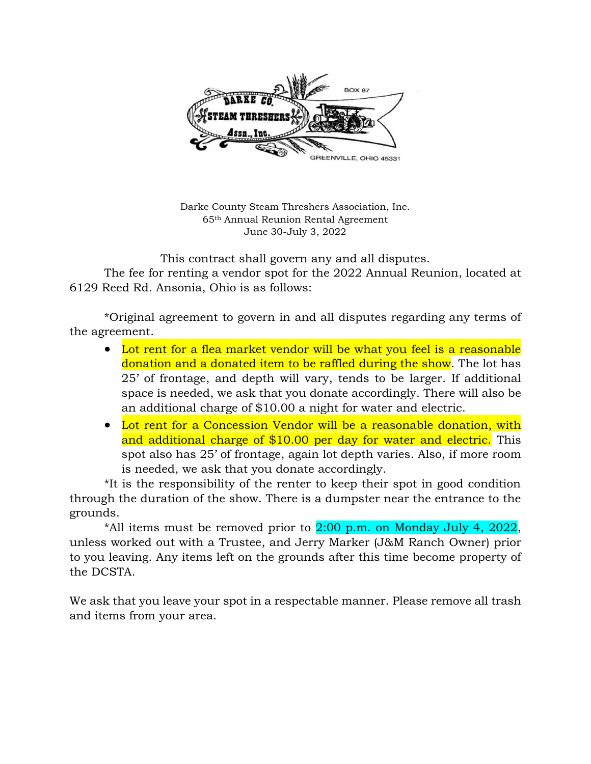DARKE CO. STEAM THRESHERS Assn., Inc.

BOX 87

GREENVILLE, OHIO 45331

Darke County Steam Threshers Association, Inc.
65th Annual Reunion Rental Agreement
June 30-July 3, 2022

This contract shall govern any and all disputes.

The fee for renting a vendor spot for the 2022 Annual Reunion, located at 6129 Reed Rd. Ansonia, Ohio is as follows:

*Original agreement to govern in and all disputes regarding any terms of the agreement.

- Lot rent for a flea market vendor will be what you feel is a reasonable donation and a donated item to be raffled during the show. The lot has 25' of frontage, and depth will vary, tends to be larger. If additional space is needed, we ask that you donate accordingly. There will also be an additional charge of $10.00 a night for water and electric.
- Lot rent for a Concession Vendor will be a reasonable donation, with and additional charge of $10.00 per day for water and electric. This spot also has 25' of frontage, again lot depth varies. Also, if more room is needed, we ask that you donate accordingly.

*It is the responsibility of the renter to keep their spot in good condition through the duration of the show. There is a dumpster near the entrance to the grounds.

*All items must be removed prior to 2:00 p.m. on Monday July 4, 2022, unless worked out with a Trustee, and Jerry Marker (J&M Ranch Owner) prior to you leaving. Any items left on the grounds after this time become property of the DCSTA.

We ask that you leave your spot in a respectable manner. Please remove all trash and items from your area.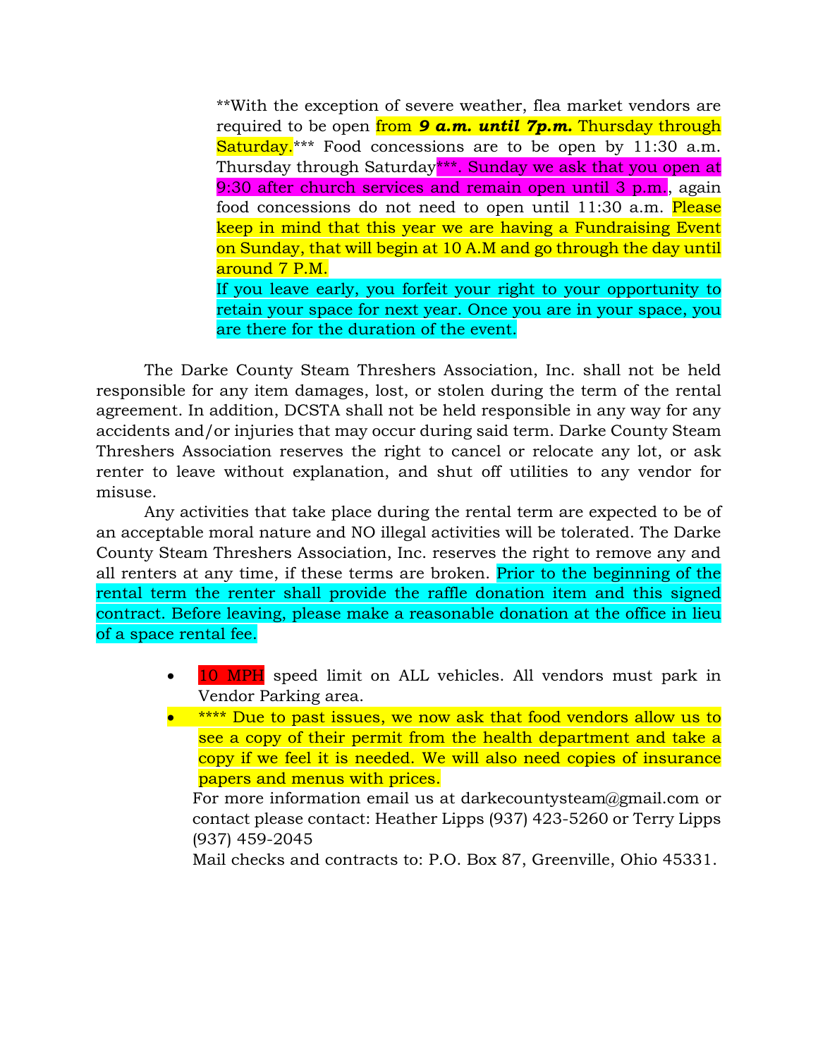**With the exception of severe weather, flea market vendors are required to be open from ***9 a.m. until 7p.m.*** Thursday through Saturday.*** Food concessions are to be open by 11:30 a.m. Thursday through Saturday***. Sunday we ask that you open at 9:30 after church services and remain open until 3 p.m., again food concessions do not need to open until 11:30 a.m. Please keep in mind that this year we are having a Fundraising Event on Sunday, that will begin at 10 A.M and go through the day until around 7 P.M.

If you leave early, you forfeit your right to your opportunity to retain your space for next year. Once you are in your space, you are there for the duration of the event.

The Darke County Steam Threshers Association, Inc. shall not be held responsible for any item damages, lost, or stolen during the term of the rental agreement. In addition, DCSTA shall not be held responsible in any way for any accidents and/or injuries that may occur during said term. Darke County Steam Threshers Association reserves the right to cancel or relocate any lot, or ask renter to leave without explanation, and shut off utilities to any vendor for misuse.

Any activities that take place during the rental term are expected to be of an acceptable moral nature and NO illegal activities will be tolerated. The Darke County Steam Threshers Association, Inc. reserves the right to remove any and all renters at any time, if these terms are broken. Prior to the beginning of the rental term the renter shall provide the raffle donation item and this signed contract. Before leaving, please make a reasonable donation at the office in lieu of a space rental fee.

- 10 MPH speed limit on ALL vehicles. All vendors must park in Vendor Parking area.
- **** Due to past issues, we now ask that food vendors allow us to see a copy of their permit from the health department and take a copy if we feel it is needed. We will also need copies of insurance papers and menus with prices.

For more information email us at darkecountysteam@gmail.com or contact please contact: Heather Lipps (937) 423-5260 or Terry Lipps (937) 459-2045

Mail checks and contracts to: P.O. Box 87, Greenville, Ohio 45331.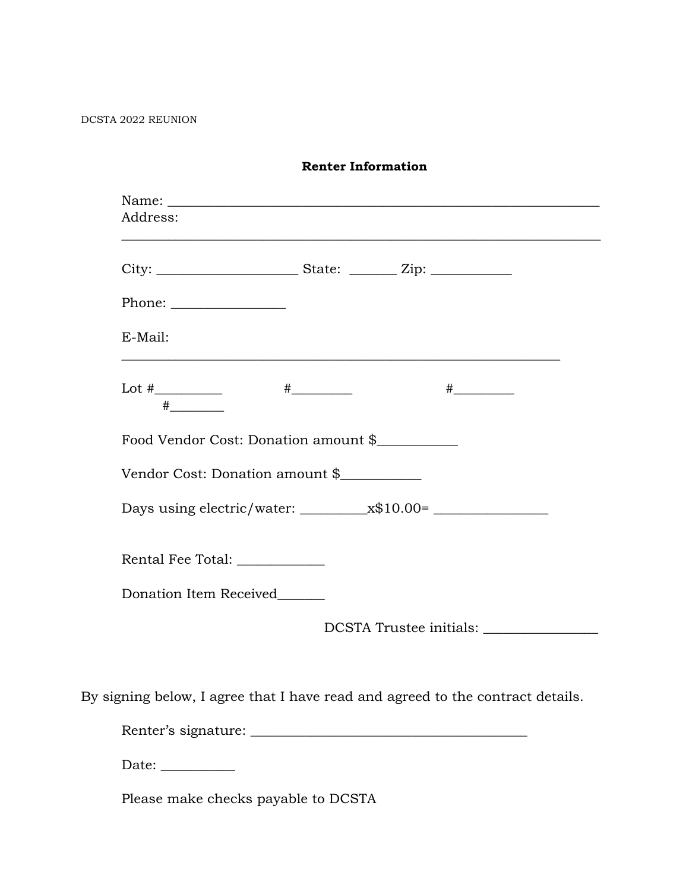DCSTA 2022 REUNION

**Renter Information**

Name: ___________________________________________________________

Address:

______________________________________________________________________

City: ____________________ State: _______ Zip: ___________

Phone: ________________

E-Mail:

________________________________________________________________

Lot #_________ #________ #________ #________

Food Vendor Cost: Donation amount $___________

Vendor Cost: Donation amount $___________

Days using electric/water: _________x$10.00= ________________

Rental Fee Total: ____________

Donation Item Received_______

DCSTA Trustee initials: ________________

By signing below, I agree that I have read and agreed to the contract details.

Renter's signature: ______________________________________

Date: __________

Please make checks payable to DCSTA